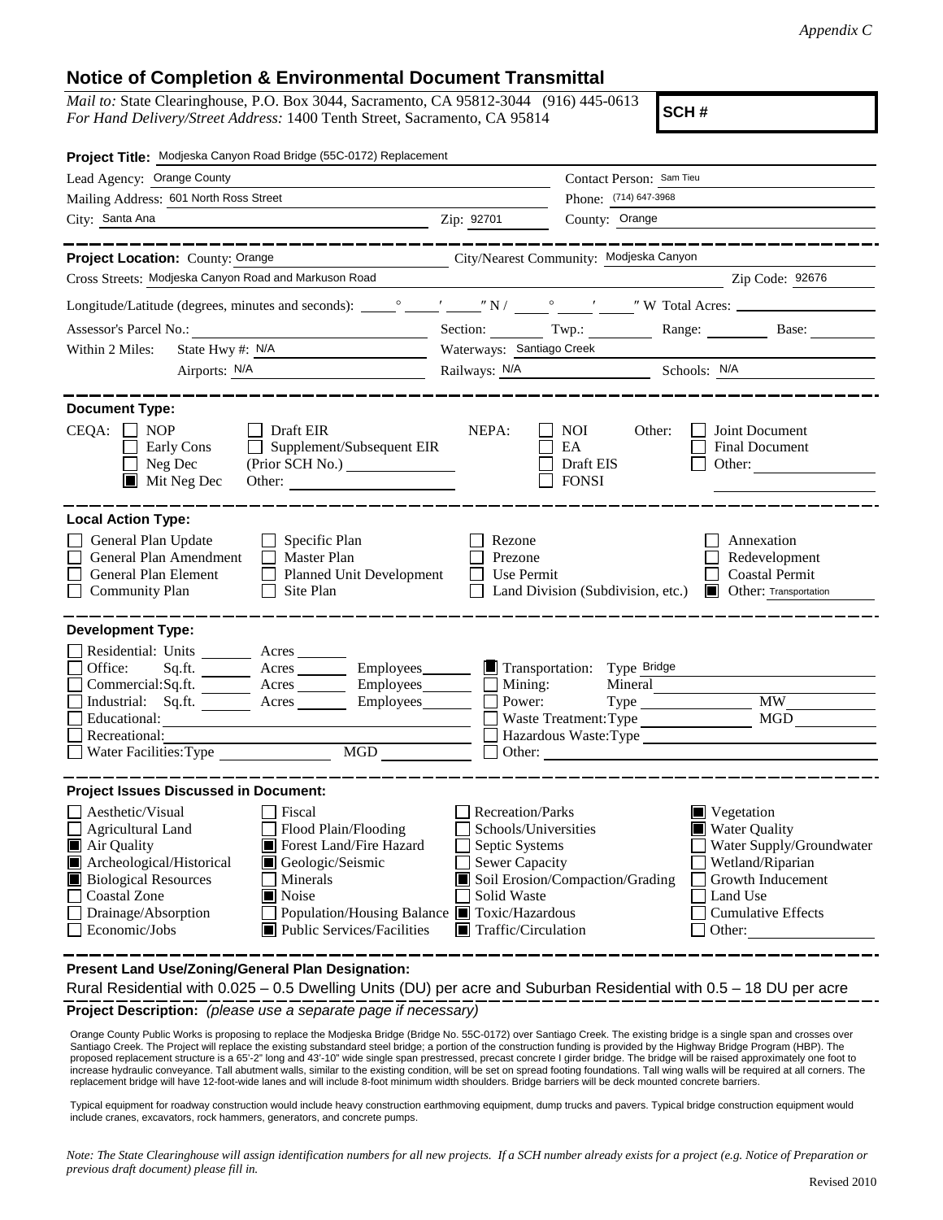*Appendix C*

# Notice of Completion & Environmental Document Transmittal

*Mail to:* State Clearinghouse, P.O. Box 3044, Sacramento, CA 95812-3044 (916) 445-0613
*For Hand Delivery/Street Address:* 1400 Tenth Street, Sacramento, CA 95814

**SCH #**

**Project Title:** Modjeska Canyon Road Bridge (55C-0172) Replacement

Lead Agency: Orange County
Contact Person: Sam Tieu
Mailing Address: 601 North Ross Street
Phone: (714) 647-3968
City: Santa Ana
Zip: 92701
County: Orange

**Project Location:** County: Orange
City/Nearest Community: Modjeska Canyon
Cross Streets: Modjeska Canyon Road and Markuson Road
Zip Code: 92676
Longitude/Latitude (degrees, minutes and seconds): ____° ____′ ____″ N / ____° ____′ ____″ W Total Acres: ____
Assessor's Parcel No.: ____ Section: ____ Twp.: ____ Range: ____ Base: ____
Within 2 Miles: State Hwy #: N/A Waterways: Santiago Creek
Airports: N/A Railways: N/A Schools: N/A

**Document Type:**

CEQA:
- ☐ NOP
- ☐ Early Cons
- ☐ Neg Dec
- ☒ Mit Neg Dec
- ☐ Draft EIR
- ☐ Supplement/Subsequent EIR (Prior SCH No.) ____
- Other: ____

NEPA:
- ☐ NOI
- ☐ EA
- ☐ Draft EIS
- ☐ FONSI

Other:
- ☐ Joint Document
- ☐ Final Document
- ☐ Other: ____

**Local Action Type:**
- ☐ General Plan Update
- ☐ General Plan Amendment
- ☐ General Plan Element
- ☐ Community Plan
- ☐ Specific Plan
- ☐ Master Plan
- ☐ Planned Unit Development
- ☐ Site Plan
- ☐ Rezone
- ☐ Prezone
- ☐ Use Permit
- ☐ Land Division (Subdivision, etc.)
- ☐ Annexation
- ☐ Redevelopment
- ☐ Coastal Permit
- ☒ Other: Transportation

**Development Type:**
- ☐ Residential: Units ____ Acres ____
- ☐ Office: Sq.ft. ____ Acres ____ Employees ____
- ☐ Commercial: Sq.ft. ____ Acres ____ Employees ____
- ☐ Industrial: Sq.ft. ____ Acres ____ Employees ____
- ☐ Educational: ____
- ☐ Recreational: ____
- ☐ Water Facilities: Type ____ MGD ____
- ☒ Transportation: Type Bridge
- ☐ Mining: Mineral ____
- ☐ Power: Type ____ MW ____
- ☐ Waste Treatment: Type ____ MGD ____
- ☐ Hazardous Waste: Type ____
- ☐ Other: ____

**Project Issues Discussed in Document:**
- ☐ Aesthetic/Visual
- ☐ Agricultural Land
- ☒ Air Quality
- ☒ Archeological/Historical
- ☒ Biological Resources
- ☐ Coastal Zone
- ☐ Drainage/Absorption
- ☐ Economic/Jobs
- ☐ Fiscal
- ☐ Flood Plain/Flooding
- ☒ Forest Land/Fire Hazard
- ☒ Geologic/Seismic
- ☐ Minerals
- ☒ Noise
- ☐ Population/Housing Balance
- ☒ Public Services/Facilities
- ☐ Recreation/Parks
- ☐ Schools/Universities
- ☐ Septic Systems
- ☐ Sewer Capacity
- ☒ Soil Erosion/Compaction/Grading
- ☐ Solid Waste
- ☒ Toxic/Hazardous
- ☒ Traffic/Circulation
- ☒ Vegetation
- ☒ Water Quality
- ☐ Water Supply/Groundwater
- ☐ Wetland/Riparian
- ☐ Growth Inducement
- ☐ Land Use
- ☐ Cumulative Effects
- ☐ Other: ____

**Present Land Use/Zoning/General Plan Designation:**

Rural Residential with 0.025 – 0.5 Dwelling Units (DU) per acre and Suburban Residential with 0.5 – 18 DU per acre

**Project Description:** *(please use a separate page if necessary)*

Orange County Public Works is proposing to replace the Modjeska Bridge (Bridge No. 55C-0172) over Santiago Creek. The existing bridge is a single span and crosses over Santiago Creek. The Project will replace the existing substandard steel bridge; a portion of the construction funding is provided by the Highway Bridge Program (HBP). The proposed replacement structure is a 65'-2" long and 43'-10" wide single span prestressed, precast concrete I girder bridge. The bridge will be raised approximately one foot to increase hydraulic conveyance. Tall abutment walls, similar to the existing condition, will be set on spread footing foundations. Tall wing walls will be required at all corners. The replacement bridge will have 12-foot-wide lanes and will include 8-foot minimum width shoulders. Bridge barriers will be deck mounted concrete barriers.

Typical equipment for roadway construction would include heavy construction earthmoving equipment, dump trucks and pavers. Typical bridge construction equipment would include cranes, excavators, rock hammers, generators, and concrete pumps.

*Note: The State Clearinghouse will assign identification numbers for all new projects. If a SCH number already exists for a project (e.g. Notice of Preparation or previous draft document) please fill in.*

Revised 2010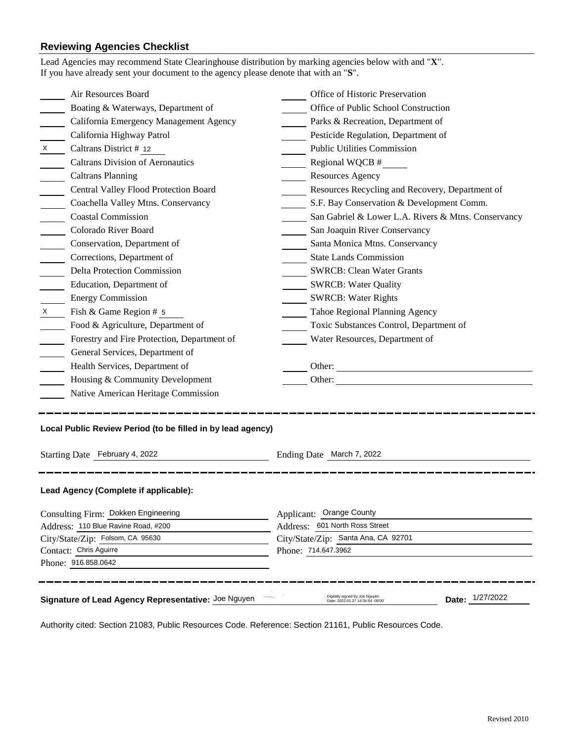## Reviewing Agencies Checklist

Lead Agencies may recommend State Clearinghouse distribution by marking agencies below with and "**X**".
If you have already sent your document to the agency please denote that with an "**S**".

| | | | |
|---|---|---|---|
| ____ | Air Resources Board | ____ | Office of Historic Preservation |
| ____ | Boating & Waterways, Department of | ____ | Office of Public School Construction |
| ____ | California Emergency Management Agency | ____ | Parks & Recreation, Department of |
| ____ | California Highway Patrol | ____ | Pesticide Regulation, Department of |
| X | Caltrans District # 12 | ____ | Public Utilities Commission |
| ____ | Caltrans Division of Aeronautics | ____ | Regional WQCB # ____ |
| ____ | Caltrans Planning | ____ | Resources Agency |
| ____ | Central Valley Flood Protection Board | ____ | Resources Recycling and Recovery, Department of |
| ____ | Coachella Valley Mtns. Conservancy | ____ | S.F. Bay Conservation & Development Comm. |
| ____ | Coastal Commission | ____ | San Gabriel & Lower L.A. Rivers & Mtns. Conservancy |
| ____ | Colorado River Board | ____ | San Joaquin River Conservancy |
| ____ | Conservation, Department of | ____ | Santa Monica Mtns. Conservancy |
| ____ | Corrections, Department of | ____ | State Lands Commission |
| ____ | Delta Protection Commission | ____ | SWRCB: Clean Water Grants |
| ____ | Education, Department of | ____ | SWRCB: Water Quality |
| ____ | Energy Commission | ____ | SWRCB: Water Rights |
| X | Fish & Game Region # 5 | ____ | Tahoe Regional Planning Agency |
| ____ | Food & Agriculture, Department of | ____ | Toxic Substances Control, Department of |
| ____ | Forestry and Fire Protection, Department of | ____ | Water Resources, Department of |
| ____ | General Services, Department of | | |
| ____ | Health Services, Department of | ____ | Other: ____ |
| ____ | Housing & Community Development | ____ | Other: ____ |
| ____ | Native American Heritage Commission | | |

---

**Local Public Review Period (to be filled in by lead agency)**

Starting Date February 4, 2022 Ending Date March 7, 2022

---

**Lead Agency (Complete if applicable):**

Consulting Firm: Dokken Engineering
Address: 110 Blue Ravine Road, #200
City/State/Zip: Folsom, CA 95630
Contact: Chris Aguirre
Phone: 916.858.0642

Applicant: Orange County
Address: 601 North Ross Street
City/State/Zip: Santa Ana, CA 92701
Phone: 714.647.3962

---

**Signature of Lead Agency Representative:** Joe Nguyen Digitally signed by Joe Nguyen Date: 2022.01.27 14:34:54 -08'00' **Date:** 1/27/2022

Authority cited: Section 21083, Public Resources Code. Reference: Section 21161, Public Resources Code.

Revised 2010